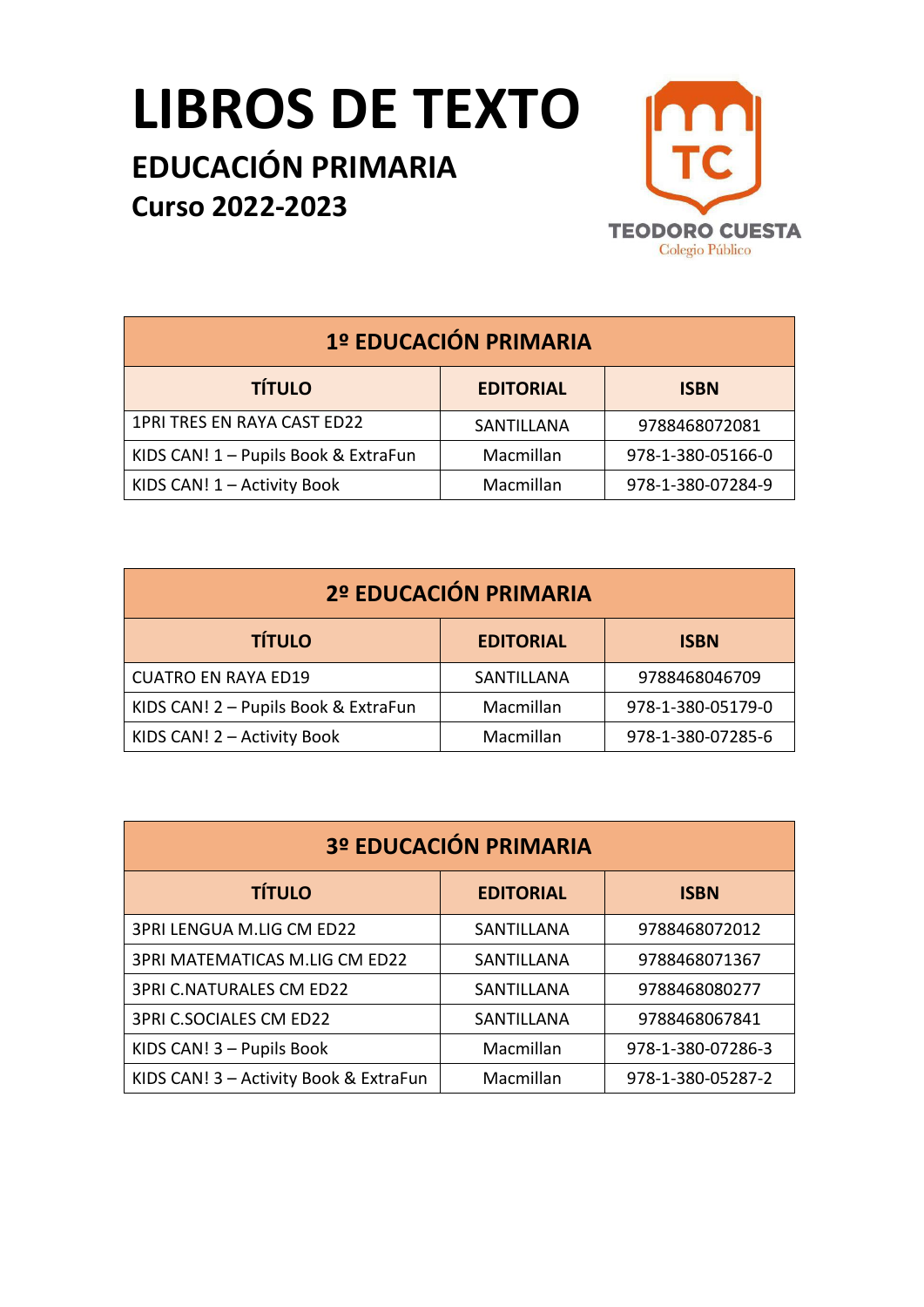# LIBROS DE TEXTO

## EDUCACIÓN PRIMARIA

### Curso 2022-2023

TEODORO CUESTA
Colegio Público

| 1º EDUCACIÓN PRIMARIA | | |
|---|---|---|
| **TÍTULO** | **EDITORIAL** | **ISBN** |
| 1PRI TRES EN RAYA CAST ED22 | SANTILLANA | 9788468072081 |
| KIDS CAN! 1 – Pupils Book & ExtraFun | Macmillan | 978-1-380-05166-0 |
| KIDS CAN! 1 – Activity Book | Macmillan | 978-1-380-07284-9 |

| 2º EDUCACIÓN PRIMARIA | | |
|---|---|---|
| **TÍTULO** | **EDITORIAL** | **ISBN** |
| CUATRO EN RAYA ED19 | SANTILLANA | 9788468046709 |
| KIDS CAN! 2 – Pupils Book & ExtraFun | Macmillan | 978-1-380-05179-0 |
| KIDS CAN! 2 – Activity Book | Macmillan | 978-1-380-07285-6 |

| 3º EDUCACIÓN PRIMARIA | | |
|---|---|---|
| **TÍTULO** | **EDITORIAL** | **ISBN** |
| 3PRI LENGUA M.LIG CM ED22 | SANTILLANA | 9788468072012 |
| 3PRI MATEMATICAS M.LIG CM ED22 | SANTILLANA | 9788468071367 |
| 3PRI C.NATURALES CM ED22 | SANTILLANA | 9788468080277 |
| 3PRI C.SOCIALES CM ED22 | SANTILLANA | 9788468067841 |
| KIDS CAN! 3 – Pupils Book | Macmillan | 978-1-380-07286-3 |
| KIDS CAN! 3 – Activity Book & ExtraFun | Macmillan | 978-1-380-05287-2 |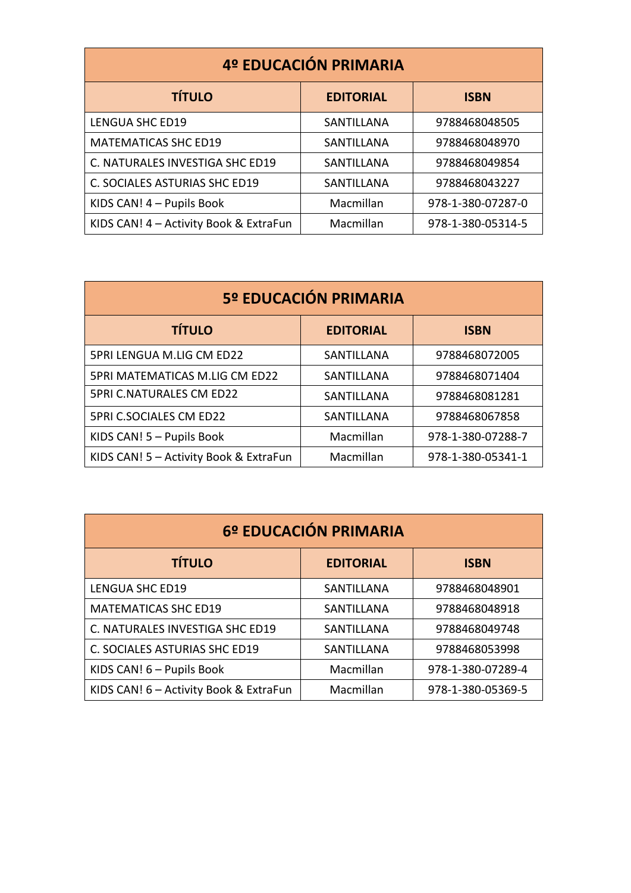| 4º EDUCACIÓN PRIMARIA | | |
|---|---|---|
| **TÍTULO** | **EDITORIAL** | **ISBN** |
| LENGUA SHC ED19 | SANTILLANA | 9788468048505 |
| MATEMATICAS SHC ED19 | SANTILLANA | 9788468048970 |
| C. NATURALES INVESTIGA SHC ED19 | SANTILLANA | 9788468049854 |
| C. SOCIALES ASTURIAS SHC ED19 | SANTILLANA | 9788468043227 |
| KIDS CAN! 4 – Pupils Book | Macmillan | 978-1-380-07287-0 |
| KIDS CAN! 4 – Activity Book & ExtraFun | Macmillan | 978-1-380-05314-5 |

| 5º EDUCACIÓN PRIMARIA | | |
|---|---|---|
| **TÍTULO** | **EDITORIAL** | **ISBN** |
| 5PRI LENGUA M.LIG CM ED22 | SANTILLANA | 9788468072005 |
| 5PRI MATEMATICAS M.LIG CM ED22 | SANTILLANA | 9788468071404 |
| 5PRI C.NATURALES CM ED22 | SANTILLANA | 9788468081281 |
| 5PRI C.SOCIALES CM ED22 | SANTILLANA | 9788468067858 |
| KIDS CAN! 5 – Pupils Book | Macmillan | 978-1-380-07288-7 |
| KIDS CAN! 5 – Activity Book & ExtraFun | Macmillan | 978-1-380-05341-1 |

| 6º EDUCACIÓN PRIMARIA | | |
|---|---|---|
| **TÍTULO** | **EDITORIAL** | **ISBN** |
| LENGUA SHC ED19 | SANTILLANA | 9788468048901 |
| MATEMATICAS SHC ED19 | SANTILLANA | 9788468048918 |
| C. NATURALES INVESTIGA SHC ED19 | SANTILLANA | 9788468049748 |
| C. SOCIALES ASTURIAS SHC ED19 | SANTILLANA | 9788468053998 |
| KIDS CAN! 6 – Pupils Book | Macmillan | 978-1-380-07289-4 |
| KIDS CAN! 6 – Activity Book & ExtraFun | Macmillan | 978-1-380-05369-5 |